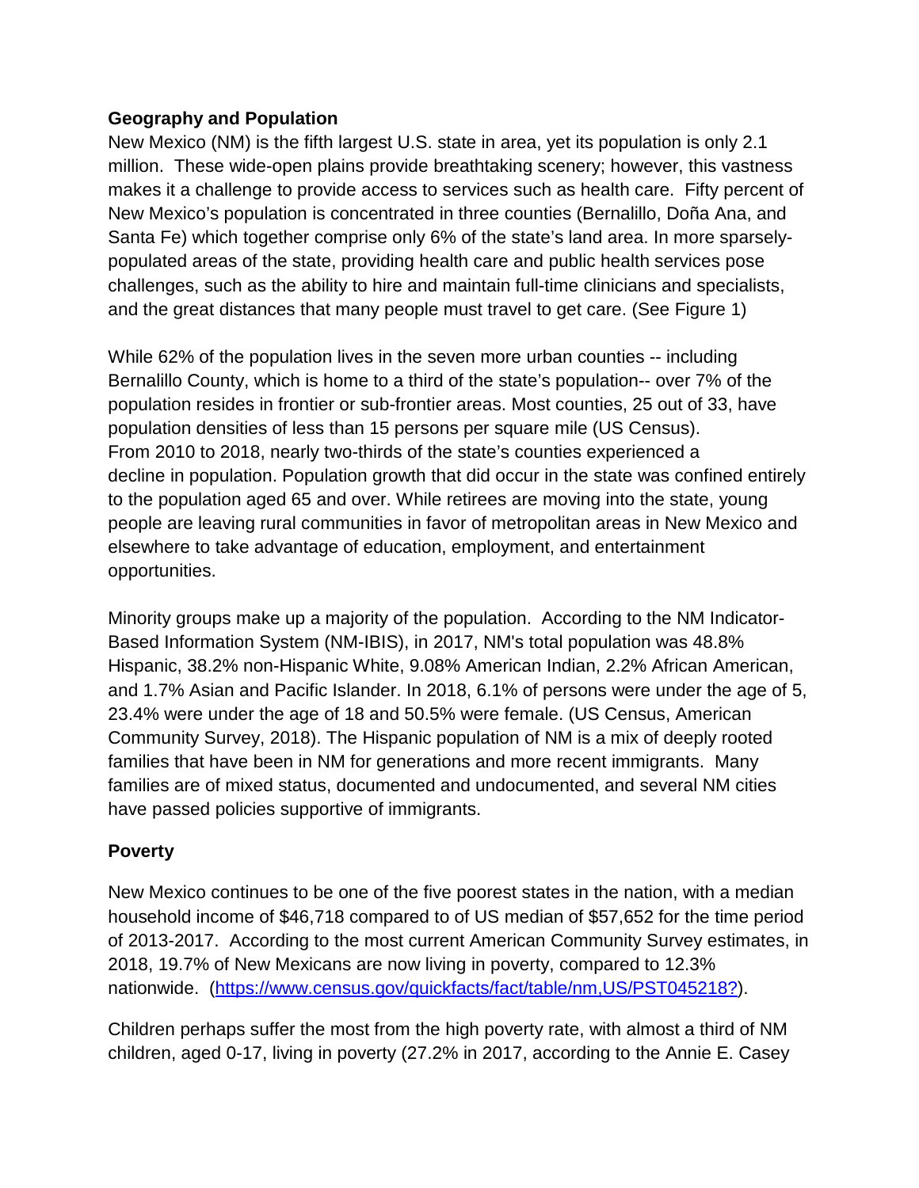**Geography and Population**

New Mexico (NM) is the fifth largest U.S. state in area, yet its population is only 2.1 million. These wide-open plains provide breathtaking scenery; however, this vastness makes it a challenge to provide access to services such as health care. Fifty percent of New Mexico's population is concentrated in three counties (Bernalillo, Doña Ana, and Santa Fe) which together comprise only 6% of the state's land area. In more sparsely-populated areas of the state, providing health care and public health services pose challenges, such as the ability to hire and maintain full-time clinicians and specialists, and the great distances that many people must travel to get care. (See Figure 1)

While 62% of the population lives in the seven more urban counties -- including Bernalillo County, which is home to a third of the state's population-- over 7% of the population resides in frontier or sub-frontier areas. Most counties, 25 out of 33, have population densities of less than 15 persons per square mile (US Census). From 2010 to 2018, nearly two-thirds of the state's counties experienced a decline in population. Population growth that did occur in the state was confined entirely to the population aged 65 and over. While retirees are moving into the state, young people are leaving rural communities in favor of metropolitan areas in New Mexico and elsewhere to take advantage of education, employment, and entertainment opportunities.

Minority groups make up a majority of the population. According to the NM Indicator-Based Information System (NM-IBIS), in 2017, NM's total population was 48.8% Hispanic, 38.2% non-Hispanic White, 9.08% American Indian, 2.2% African American, and 1.7% Asian and Pacific Islander. In 2018, 6.1% of persons were under the age of 5, 23.4% were under the age of 18 and 50.5% were female. (US Census, American Community Survey, 2018). The Hispanic population of NM is a mix of deeply rooted families that have been in NM for generations and more recent immigrants. Many families are of mixed status, documented and undocumented, and several NM cities have passed policies supportive of immigrants.

**Poverty**

New Mexico continues to be one of the five poorest states in the nation, with a median household income of $46,718 compared to of US median of $57,652 for the time period of 2013-2017. According to the most current American Community Survey estimates, in 2018, 19.7% of New Mexicans are now living in poverty, compared to 12.3% nationwide. ([https://www.census.gov/quickfacts/fact/table/nm,US/PST045218?](https://www.census.gov/quickfacts/fact/table/nm,US/PST045218?)).

Children perhaps suffer the most from the high poverty rate, with almost a third of NM children, aged 0-17, living in poverty (27.2% in 2017, according to the Annie E. Casey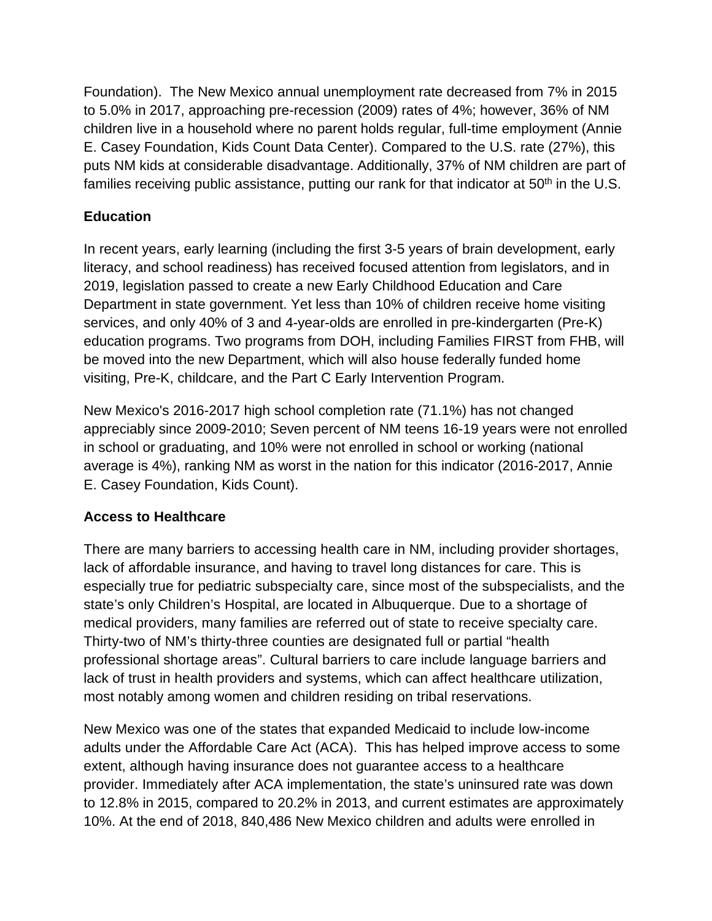Foundation). The New Mexico annual unemployment rate decreased from 7% in 2015 to 5.0% in 2017, approaching pre-recession (2009) rates of 4%; however, 36% of NM children live in a household where no parent holds regular, full-time employment (Annie E. Casey Foundation, Kids Count Data Center). Compared to the U.S. rate (27%), this puts NM kids at considerable disadvantage. Additionally, 37% of NM children are part of families receiving public assistance, putting our rank for that indicator at 50th in the U.S.

**Education**

In recent years, early learning (including the first 3-5 years of brain development, early literacy, and school readiness) has received focused attention from legislators, and in 2019, legislation passed to create a new Early Childhood Education and Care Department in state government. Yet less than 10% of children receive home visiting services, and only 40% of 3 and 4-year-olds are enrolled in pre-kindergarten (Pre-K) education programs. Two programs from DOH, including Families FIRST from FHB, will be moved into the new Department, which will also house federally funded home visiting, Pre-K, childcare, and the Part C Early Intervention Program.

New Mexico's 2016-2017 high school completion rate (71.1%) has not changed appreciably since 2009-2010; Seven percent of NM teens 16-19 years were not enrolled in school or graduating, and 10% were not enrolled in school or working (national average is 4%), ranking NM as worst in the nation for this indicator (2016-2017, Annie E. Casey Foundation, Kids Count).

**Access to Healthcare**

There are many barriers to accessing health care in NM, including provider shortages, lack of affordable insurance, and having to travel long distances for care. This is especially true for pediatric subspecialty care, since most of the subspecialists, and the state's only Children's Hospital, are located in Albuquerque. Due to a shortage of medical providers, many families are referred out of state to receive specialty care. Thirty-two of NM's thirty-three counties are designated full or partial "health professional shortage areas". Cultural barriers to care include language barriers and lack of trust in health providers and systems, which can affect healthcare utilization, most notably among women and children residing on tribal reservations.

New Mexico was one of the states that expanded Medicaid to include low-income adults under the Affordable Care Act (ACA). This has helped improve access to some extent, although having insurance does not guarantee access to a healthcare provider. Immediately after ACA implementation, the state's uninsured rate was down to 12.8% in 2015, compared to 20.2% in 2013, and current estimates are approximately 10%. At the end of 2018, 840,486 New Mexico children and adults were enrolled in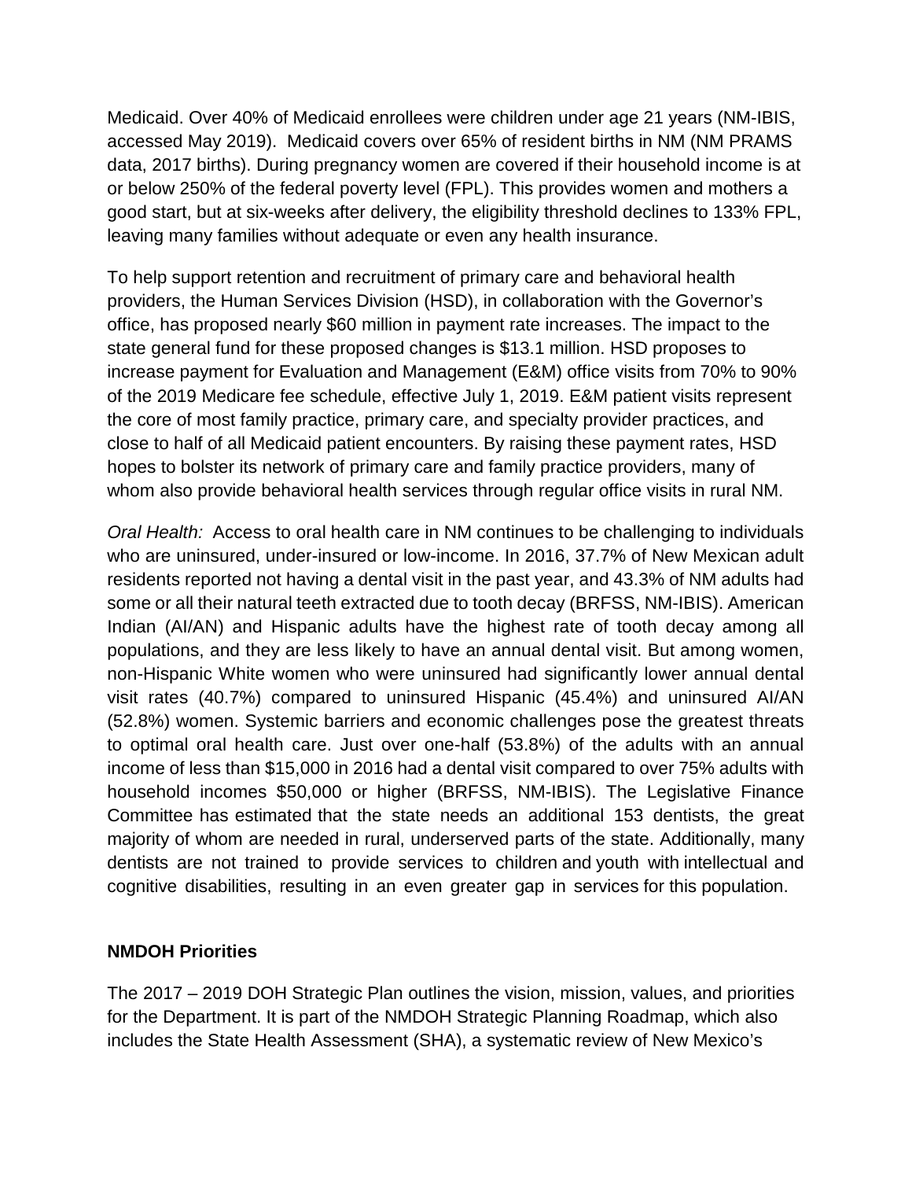Medicaid. Over 40% of Medicaid enrollees were children under age 21 years (NM-IBIS, accessed May 2019). Medicaid covers over 65% of resident births in NM (NM PRAMS data, 2017 births). During pregnancy women are covered if their household income is at or below 250% of the federal poverty level (FPL). This provides women and mothers a good start, but at six-weeks after delivery, the eligibility threshold declines to 133% FPL, leaving many families without adequate or even any health insurance.

To help support retention and recruitment of primary care and behavioral health providers, the Human Services Division (HSD), in collaboration with the Governor's office, has proposed nearly $60 million in payment rate increases. The impact to the state general fund for these proposed changes is $13.1 million. HSD proposes to increase payment for Evaluation and Management (E&M) office visits from 70% to 90% of the 2019 Medicare fee schedule, effective July 1, 2019. E&M patient visits represent the core of most family practice, primary care, and specialty provider practices, and close to half of all Medicaid patient encounters. By raising these payment rates, HSD hopes to bolster its network of primary care and family practice providers, many of whom also provide behavioral health services through regular office visits in rural NM.

*Oral Health:* Access to oral health care in NM continues to be challenging to individuals who are uninsured, under-insured or low-income. In 2016, 37.7% of New Mexican adult residents reported not having a dental visit in the past year, and 43.3% of NM adults had some or all their natural teeth extracted due to tooth decay (BRFSS, NM-IBIS). American Indian (AI/AN) and Hispanic adults have the highest rate of tooth decay among all populations, and they are less likely to have an annual dental visit. But among women, non-Hispanic White women who were uninsured had significantly lower annual dental visit rates (40.7%) compared to uninsured Hispanic (45.4%) and uninsured AI/AN (52.8%) women. Systemic barriers and economic challenges pose the greatest threats to optimal oral health care. Just over one-half (53.8%) of the adults with an annual income of less than $15,000 in 2016 had a dental visit compared to over 75% adults with household incomes $50,000 or higher (BRFSS, NM-IBIS). The Legislative Finance Committee has estimated that the state needs an additional 153 dentists, the great majority of whom are needed in rural, underserved parts of the state. Additionally, many dentists are not trained to provide services to children and youth with intellectual and cognitive disabilities, resulting in an even greater gap in services for this population.

**NMDOH Priorities**

The 2017 – 2019 DOH Strategic Plan outlines the vision, mission, values, and priorities for the Department. It is part of the NMDOH Strategic Planning Roadmap, which also includes the State Health Assessment (SHA), a systematic review of New Mexico's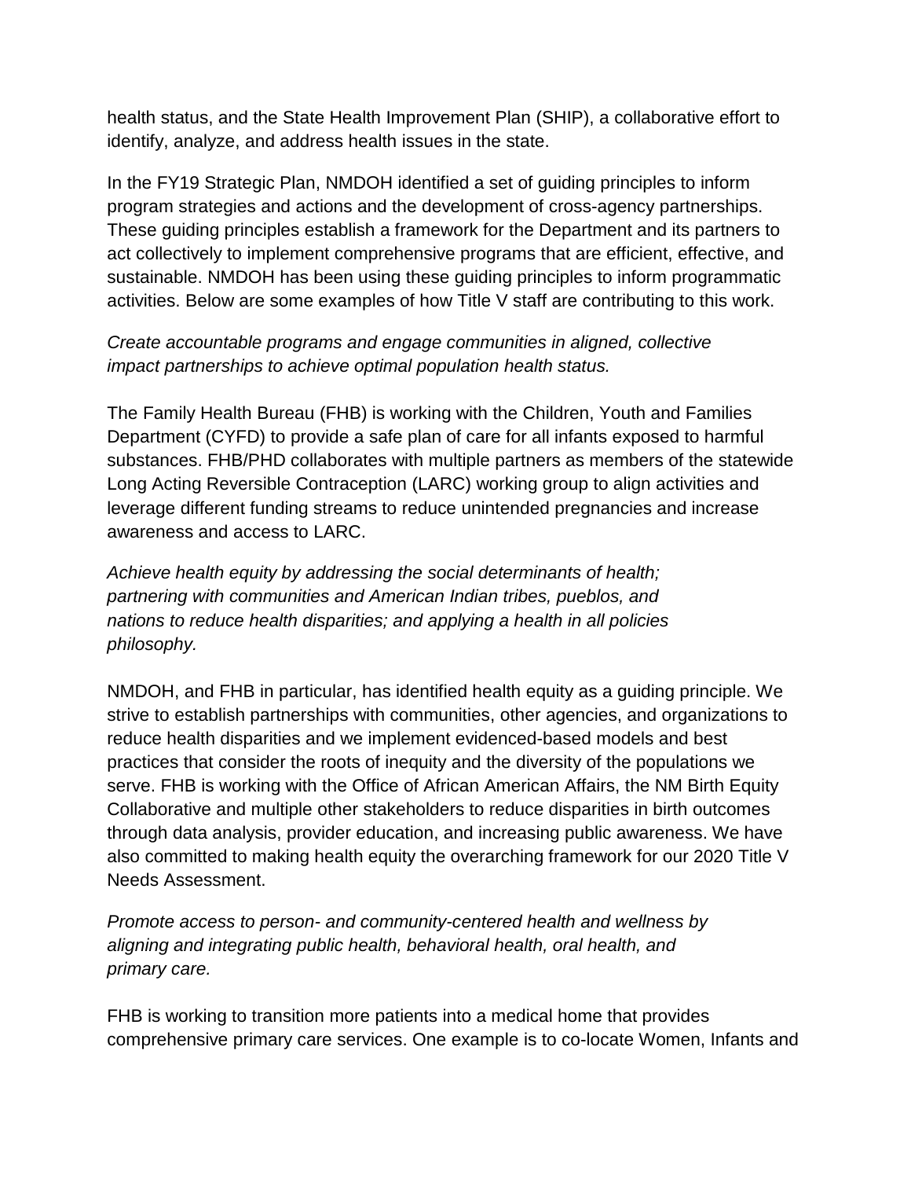health status, and the State Health Improvement Plan (SHIP), a collaborative effort to identify, analyze, and address health issues in the state.

In the FY19 Strategic Plan, NMDOH identified a set of guiding principles to inform program strategies and actions and the development of cross-agency partnerships. These guiding principles establish a framework for the Department and its partners to act collectively to implement comprehensive programs that are efficient, effective, and sustainable. NMDOH has been using these guiding principles to inform programmatic activities. Below are some examples of how Title V staff are contributing to this work.

*Create accountable programs and engage communities in aligned, collective impact partnerships to achieve optimal population health status.*

The Family Health Bureau (FHB) is working with the Children, Youth and Families Department (CYFD) to provide a safe plan of care for all infants exposed to harmful substances. FHB/PHD collaborates with multiple partners as members of the statewide Long Acting Reversible Contraception (LARC) working group to align activities and leverage different funding streams to reduce unintended pregnancies and increase awareness and access to LARC.

*Achieve health equity by addressing the social determinants of health; partnering with communities and American Indian tribes, pueblos, and nations to reduce health disparities; and applying a health in all policies philosophy.*

NMDOH, and FHB in particular, has identified health equity as a guiding principle. We strive to establish partnerships with communities, other agencies, and organizations to reduce health disparities and we implement evidenced-based models and best practices that consider the roots of inequity and the diversity of the populations we serve. FHB is working with the Office of African American Affairs, the NM Birth Equity Collaborative and multiple other stakeholders to reduce disparities in birth outcomes through data analysis, provider education, and increasing public awareness. We have also committed to making health equity the overarching framework for our 2020 Title V Needs Assessment.

*Promote access to person- and community-centered health and wellness by aligning and integrating public health, behavioral health, oral health, and primary care.*

FHB is working to transition more patients into a medical home that provides comprehensive primary care services. One example is to co-locate Women, Infants and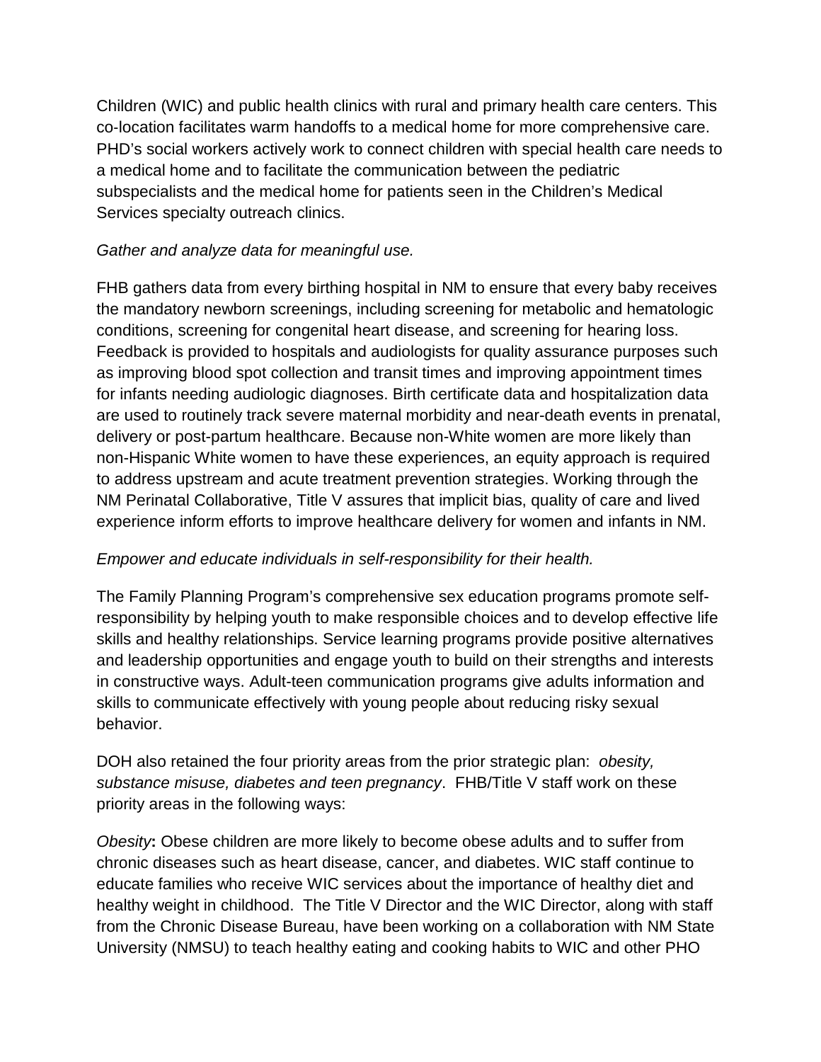Children (WIC) and public health clinics with rural and primary health care centers. This co-location facilitates warm handoffs to a medical home for more comprehensive care. PHD's social workers actively work to connect children with special health care needs to a medical home and to facilitate the communication between the pediatric subspecialists and the medical home for patients seen in the Children's Medical Services specialty outreach clinics.

*Gather and analyze data for meaningful use.*

FHB gathers data from every birthing hospital in NM to ensure that every baby receives the mandatory newborn screenings, including screening for metabolic and hematologic conditions, screening for congenital heart disease, and screening for hearing loss. Feedback is provided to hospitals and audiologists for quality assurance purposes such as improving blood spot collection and transit times and improving appointment times for infants needing audiologic diagnoses. Birth certificate data and hospitalization data are used to routinely track severe maternal morbidity and near-death events in prenatal, delivery or post-partum healthcare. Because non-White women are more likely than non-Hispanic White women to have these experiences, an equity approach is required to address upstream and acute treatment prevention strategies. Working through the NM Perinatal Collaborative, Title V assures that implicit bias, quality of care and lived experience inform efforts to improve healthcare delivery for women and infants in NM.

*Empower and educate individuals in self-responsibility for their health.*

The Family Planning Program's comprehensive sex education programs promote self-responsibility by helping youth to make responsible choices and to develop effective life skills and healthy relationships. Service learning programs provide positive alternatives and leadership opportunities and engage youth to build on their strengths and interests in constructive ways. Adult-teen communication programs give adults information and skills to communicate effectively with young people about reducing risky sexual behavior.

DOH also retained the four priority areas from the prior strategic plan: *obesity, substance misuse, diabetes and teen pregnancy*. FHB/Title V staff work on these priority areas in the following ways:

*Obesity***:** Obese children are more likely to become obese adults and to suffer from chronic diseases such as heart disease, cancer, and diabetes. WIC staff continue to educate families who receive WIC services about the importance of healthy diet and healthy weight in childhood. The Title V Director and the WIC Director, along with staff from the Chronic Disease Bureau, have been working on a collaboration with NM State University (NMSU) to teach healthy eating and cooking habits to WIC and other PHO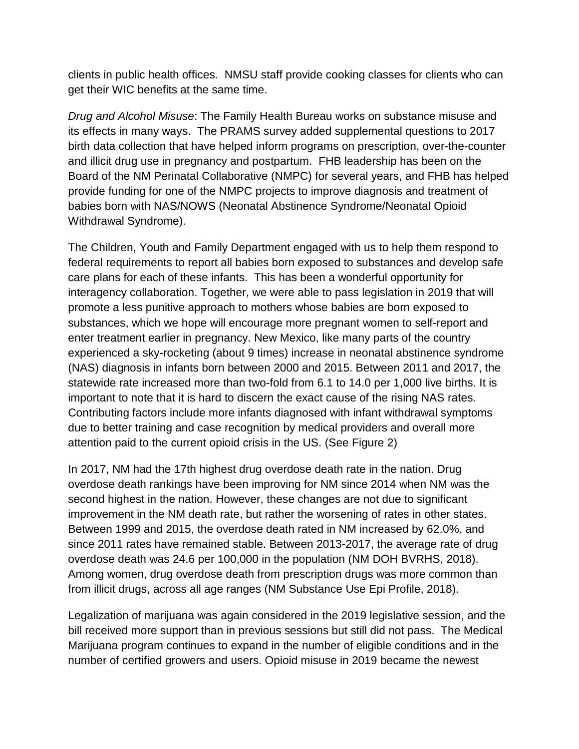clients in public health offices. NMSU staff provide cooking classes for clients who can get their WIC benefits at the same time.

*Drug and Alcohol Misuse*: The Family Health Bureau works on substance misuse and its effects in many ways. The PRAMS survey added supplemental questions to 2017 birth data collection that have helped inform programs on prescription, over-the-counter and illicit drug use in pregnancy and postpartum. FHB leadership has been on the Board of the NM Perinatal Collaborative (NMPC) for several years, and FHB has helped provide funding for one of the NMPC projects to improve diagnosis and treatment of babies born with NAS/NOWS (Neonatal Abstinence Syndrome/Neonatal Opioid Withdrawal Syndrome).

The Children, Youth and Family Department engaged with us to help them respond to federal requirements to report all babies born exposed to substances and develop safe care plans for each of these infants. This has been a wonderful opportunity for interagency collaboration. Together, we were able to pass legislation in 2019 that will promote a less punitive approach to mothers whose babies are born exposed to substances, which we hope will encourage more pregnant women to self-report and enter treatment earlier in pregnancy. New Mexico, like many parts of the country experienced a sky-rocketing (about 9 times) increase in neonatal abstinence syndrome (NAS) diagnosis in infants born between 2000 and 2015. Between 2011 and 2017, the statewide rate increased more than two-fold from 6.1 to 14.0 per 1,000 live births. It is important to note that it is hard to discern the exact cause of the rising NAS rates. Contributing factors include more infants diagnosed with infant withdrawal symptoms due to better training and case recognition by medical providers and overall more attention paid to the current opioid crisis in the US. (See Figure 2)

In 2017, NM had the 17th highest drug overdose death rate in the nation. Drug overdose death rankings have been improving for NM since 2014 when NM was the second highest in the nation. However, these changes are not due to significant improvement in the NM death rate, but rather the worsening of rates in other states. Between 1999 and 2015, the overdose death rated in NM increased by 62.0%, and since 2011 rates have remained stable. Between 2013-2017, the average rate of drug overdose death was 24.6 per 100,000 in the population (NM DOH BVRHS, 2018). Among women, drug overdose death from prescription drugs was more common than from illicit drugs, across all age ranges (NM Substance Use Epi Profile, 2018).

Legalization of marijuana was again considered in the 2019 legislative session, and the bill received more support than in previous sessions but still did not pass. The Medical Marijuana program continues to expand in the number of eligible conditions and in the number of certified growers and users. Opioid misuse in 2019 became the newest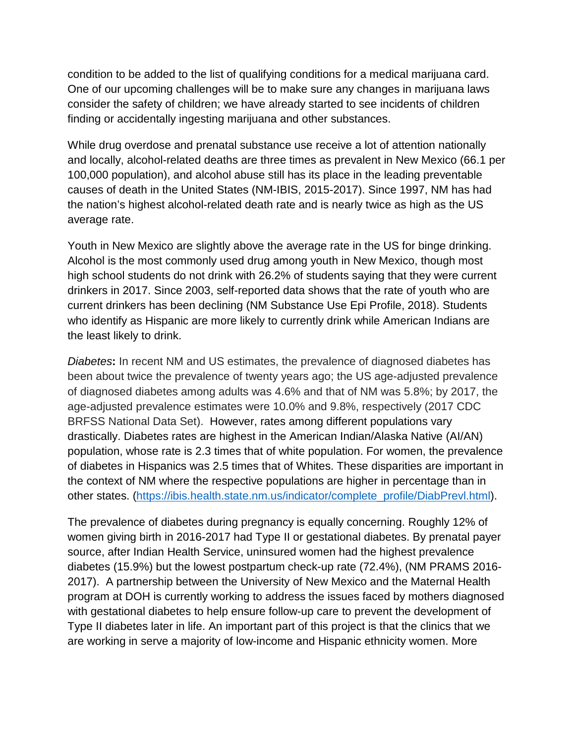condition to be added to the list of qualifying conditions for a medical marijuana card. One of our upcoming challenges will be to make sure any changes in marijuana laws consider the safety of children; we have already started to see incidents of children finding or accidentally ingesting marijuana and other substances.

While drug overdose and prenatal substance use receive a lot of attention nationally and locally, alcohol-related deaths are three times as prevalent in New Mexico (66.1 per 100,000 population), and alcohol abuse still has its place in the leading preventable causes of death in the United States (NM-IBIS, 2015-2017). Since 1997, NM has had the nation's highest alcohol-related death rate and is nearly twice as high as the US average rate.

Youth in New Mexico are slightly above the average rate in the US for binge drinking. Alcohol is the most commonly used drug among youth in New Mexico, though most high school students do not drink with 26.2% of students saying that they were current drinkers in 2017. Since 2003, self-reported data shows that the rate of youth who are current drinkers has been declining (NM Substance Use Epi Profile, 2018). Students who identify as Hispanic are more likely to currently drink while American Indians are the least likely to drink.

*Diabetes***:** In recent NM and US estimates, the prevalence of diagnosed diabetes has been about twice the prevalence of twenty years ago; the US age-adjusted prevalence of diagnosed diabetes among adults was 4.6% and that of NM was 5.8%; by 2017, the age-adjusted prevalence estimates were 10.0% and 9.8%, respectively (2017 CDC BRFSS National Data Set). However, rates among different populations vary drastically. Diabetes rates are highest in the American Indian/Alaska Native (AI/AN) population, whose rate is 2.3 times that of white population. For women, the prevalence of diabetes in Hispanics was 2.5 times that of Whites. These disparities are important in the context of NM where the respective populations are higher in percentage than in other states. ([https://ibis.health.state.nm.us/indicator/complete_profile/DiabPrevl.html](https://ibis.health.state.nm.us/indicator/complete_profile/DiabPrevl.html)).

The prevalence of diabetes during pregnancy is equally concerning. Roughly 12% of women giving birth in 2016-2017 had Type II or gestational diabetes. By prenatal payer source, after Indian Health Service, uninsured women had the highest prevalence diabetes (15.9%) but the lowest postpartum check-up rate (72.4%), (NM PRAMS 2016-2017). A partnership between the University of New Mexico and the Maternal Health program at DOH is currently working to address the issues faced by mothers diagnosed with gestational diabetes to help ensure follow-up care to prevent the development of Type II diabetes later in life. An important part of this project is that the clinics that we are working in serve a majority of low-income and Hispanic ethnicity women. More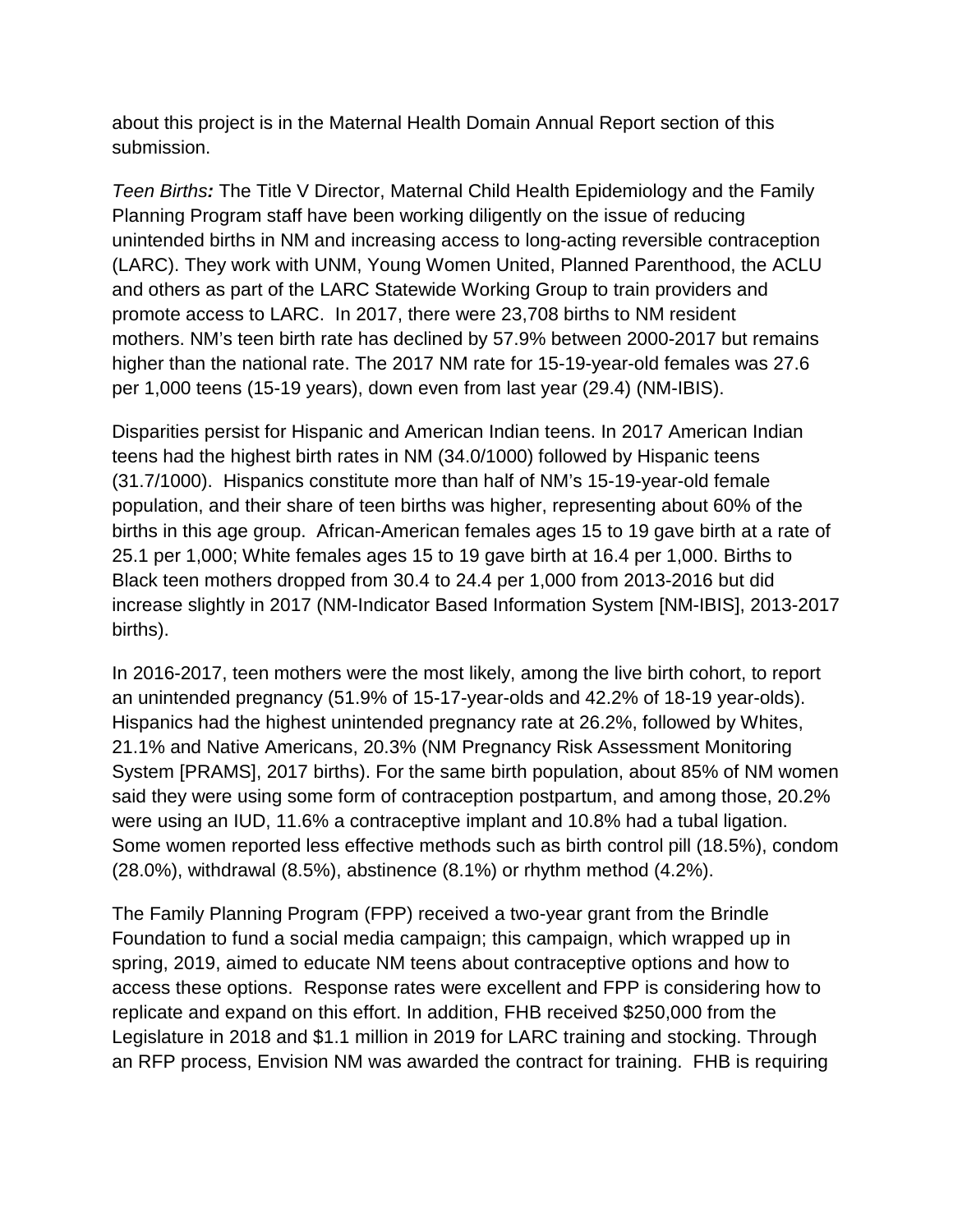about this project is in the Maternal Health Domain Annual Report section of this submission.

*Teen Births:* The Title V Director, Maternal Child Health Epidemiology and the Family Planning Program staff have been working diligently on the issue of reducing unintended births in NM and increasing access to long-acting reversible contraception (LARC). They work with UNM, Young Women United, Planned Parenthood, the ACLU and others as part of the LARC Statewide Working Group to train providers and promote access to LARC. In 2017, there were 23,708 births to NM resident mothers. NM's teen birth rate has declined by 57.9% between 2000-2017 but remains higher than the national rate. The 2017 NM rate for 15-19-year-old females was 27.6 per 1,000 teens (15-19 years), down even from last year (29.4) (NM-IBIS).

Disparities persist for Hispanic and American Indian teens. In 2017 American Indian teens had the highest birth rates in NM (34.0/1000) followed by Hispanic teens (31.7/1000). Hispanics constitute more than half of NM's 15-19-year-old female population, and their share of teen births was higher, representing about 60% of the births in this age group. African-American females ages 15 to 19 gave birth at a rate of 25.1 per 1,000; White females ages 15 to 19 gave birth at 16.4 per 1,000. Births to Black teen mothers dropped from 30.4 to 24.4 per 1,000 from 2013-2016 but did increase slightly in 2017 (NM-Indicator Based Information System [NM-IBIS], 2013-2017 births).

In 2016-2017, teen mothers were the most likely, among the live birth cohort, to report an unintended pregnancy (51.9% of 15-17-year-olds and 42.2% of 18-19 year-olds). Hispanics had the highest unintended pregnancy rate at 26.2%, followed by Whites, 21.1% and Native Americans, 20.3% (NM Pregnancy Risk Assessment Monitoring System [PRAMS], 2017 births). For the same birth population, about 85% of NM women said they were using some form of contraception postpartum, and among those, 20.2% were using an IUD, 11.6% a contraceptive implant and 10.8% had a tubal ligation. Some women reported less effective methods such as birth control pill (18.5%), condom (28.0%), withdrawal (8.5%), abstinence (8.1%) or rhythm method (4.2%).

The Family Planning Program (FPP) received a two-year grant from the Brindle Foundation to fund a social media campaign; this campaign, which wrapped up in spring, 2019, aimed to educate NM teens about contraceptive options and how to access these options. Response rates were excellent and FPP is considering how to replicate and expand on this effort. In addition, FHB received $250,000 from the Legislature in 2018 and $1.1 million in 2019 for LARC training and stocking. Through an RFP process, Envision NM was awarded the contract for training. FHB is requiring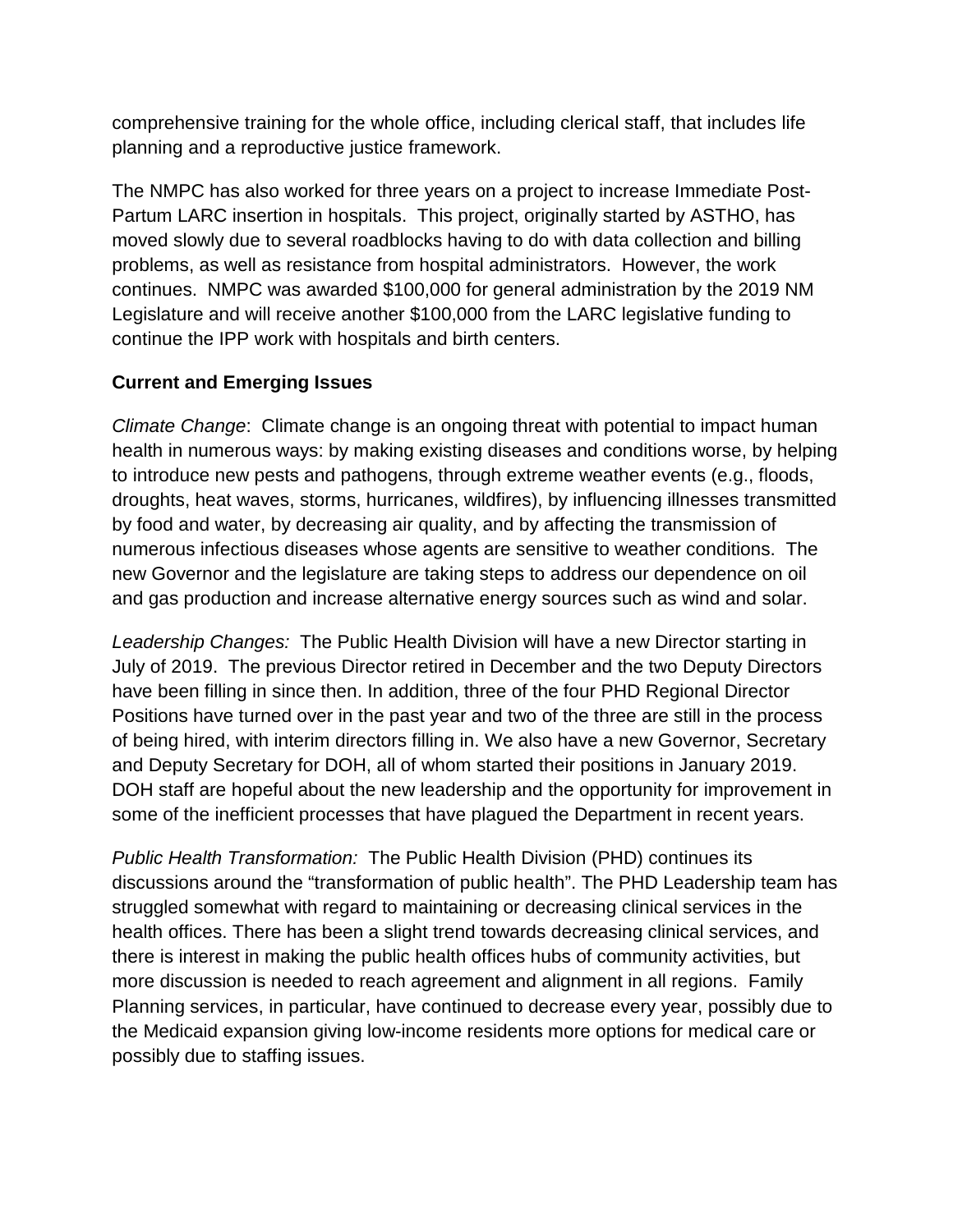comprehensive training for the whole office, including clerical staff, that includes life planning and a reproductive justice framework.

The NMPC has also worked for three years on a project to increase Immediate Post-Partum LARC insertion in hospitals. This project, originally started by ASTHO, has moved slowly due to several roadblocks having to do with data collection and billing problems, as well as resistance from hospital administrators. However, the work continues. NMPC was awarded $100,000 for general administration by the 2019 NM Legislature and will receive another $100,000 from the LARC legislative funding to continue the IPP work with hospitals and birth centers.

**Current and Emerging Issues**

*Climate Change*: Climate change is an ongoing threat with potential to impact human health in numerous ways: by making existing diseases and conditions worse, by helping to introduce new pests and pathogens, through extreme weather events (e.g., floods, droughts, heat waves, storms, hurricanes, wildfires), by influencing illnesses transmitted by food and water, by decreasing air quality, and by affecting the transmission of numerous infectious diseases whose agents are sensitive to weather conditions. The new Governor and the legislature are taking steps to address our dependence on oil and gas production and increase alternative energy sources such as wind and solar.

*Leadership Changes:* The Public Health Division will have a new Director starting in July of 2019. The previous Director retired in December and the two Deputy Directors have been filling in since then. In addition, three of the four PHD Regional Director Positions have turned over in the past year and two of the three are still in the process of being hired, with interim directors filling in. We also have a new Governor, Secretary and Deputy Secretary for DOH, all of whom started their positions in January 2019. DOH staff are hopeful about the new leadership and the opportunity for improvement in some of the inefficient processes that have plagued the Department in recent years.

*Public Health Transformation:* The Public Health Division (PHD) continues its discussions around the "transformation of public health". The PHD Leadership team has struggled somewhat with regard to maintaining or decreasing clinical services in the health offices. There has been a slight trend towards decreasing clinical services, and there is interest in making the public health offices hubs of community activities, but more discussion is needed to reach agreement and alignment in all regions. Family Planning services, in particular, have continued to decrease every year, possibly due to the Medicaid expansion giving low-income residents more options for medical care or possibly due to staffing issues.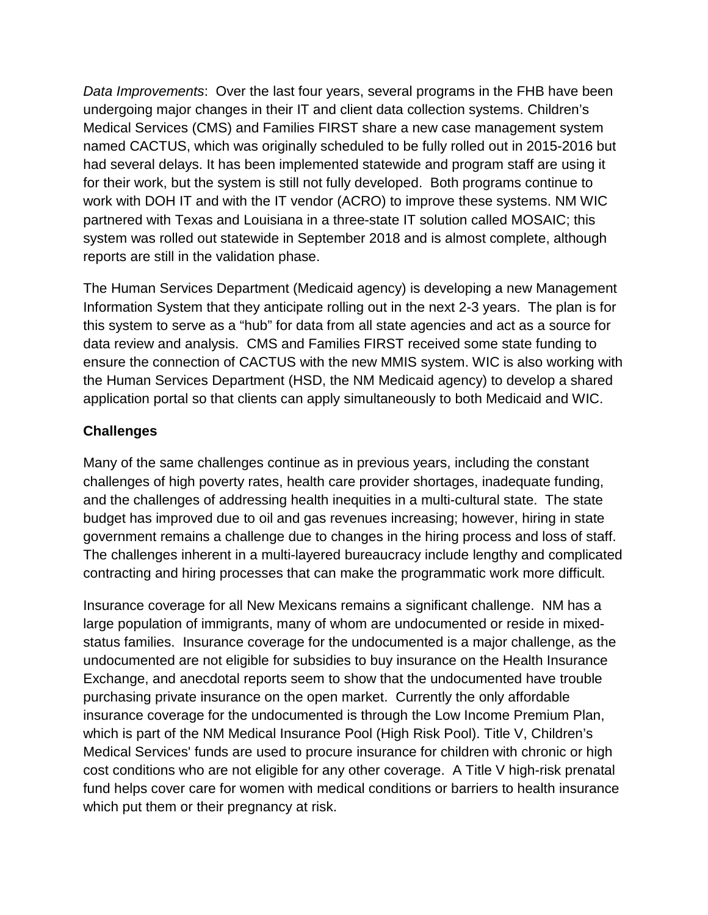*Data Improvements*: Over the last four years, several programs in the FHB have been undergoing major changes in their IT and client data collection systems. Children's Medical Services (CMS) and Families FIRST share a new case management system named CACTUS, which was originally scheduled to be fully rolled out in 2015-2016 but had several delays. It has been implemented statewide and program staff are using it for their work, but the system is still not fully developed. Both programs continue to work with DOH IT and with the IT vendor (ACRO) to improve these systems. NM WIC partnered with Texas and Louisiana in a three-state IT solution called MOSAIC; this system was rolled out statewide in September 2018 and is almost complete, although reports are still in the validation phase.

The Human Services Department (Medicaid agency) is developing a new Management Information System that they anticipate rolling out in the next 2-3 years. The plan is for this system to serve as a "hub" for data from all state agencies and act as a source for data review and analysis. CMS and Families FIRST received some state funding to ensure the connection of CACTUS with the new MMIS system. WIC is also working with the Human Services Department (HSD, the NM Medicaid agency) to develop a shared application portal so that clients can apply simultaneously to both Medicaid and WIC.

**Challenges**

Many of the same challenges continue as in previous years, including the constant challenges of high poverty rates, health care provider shortages, inadequate funding, and the challenges of addressing health inequities in a multi-cultural state. The state budget has improved due to oil and gas revenues increasing; however, hiring in state government remains a challenge due to changes in the hiring process and loss of staff. The challenges inherent in a multi-layered bureaucracy include lengthy and complicated contracting and hiring processes that can make the programmatic work more difficult.

Insurance coverage for all New Mexicans remains a significant challenge. NM has a large population of immigrants, many of whom are undocumented or reside in mixed-status families. Insurance coverage for the undocumented is a major challenge, as the undocumented are not eligible for subsidies to buy insurance on the Health Insurance Exchange, and anecdotal reports seem to show that the undocumented have trouble purchasing private insurance on the open market. Currently the only affordable insurance coverage for the undocumented is through the Low Income Premium Plan, which is part of the NM Medical Insurance Pool (High Risk Pool). Title V, Children's Medical Services' funds are used to procure insurance for children with chronic or high cost conditions who are not eligible for any other coverage. A Title V high-risk prenatal fund helps cover care for women with medical conditions or barriers to health insurance which put them or their pregnancy at risk.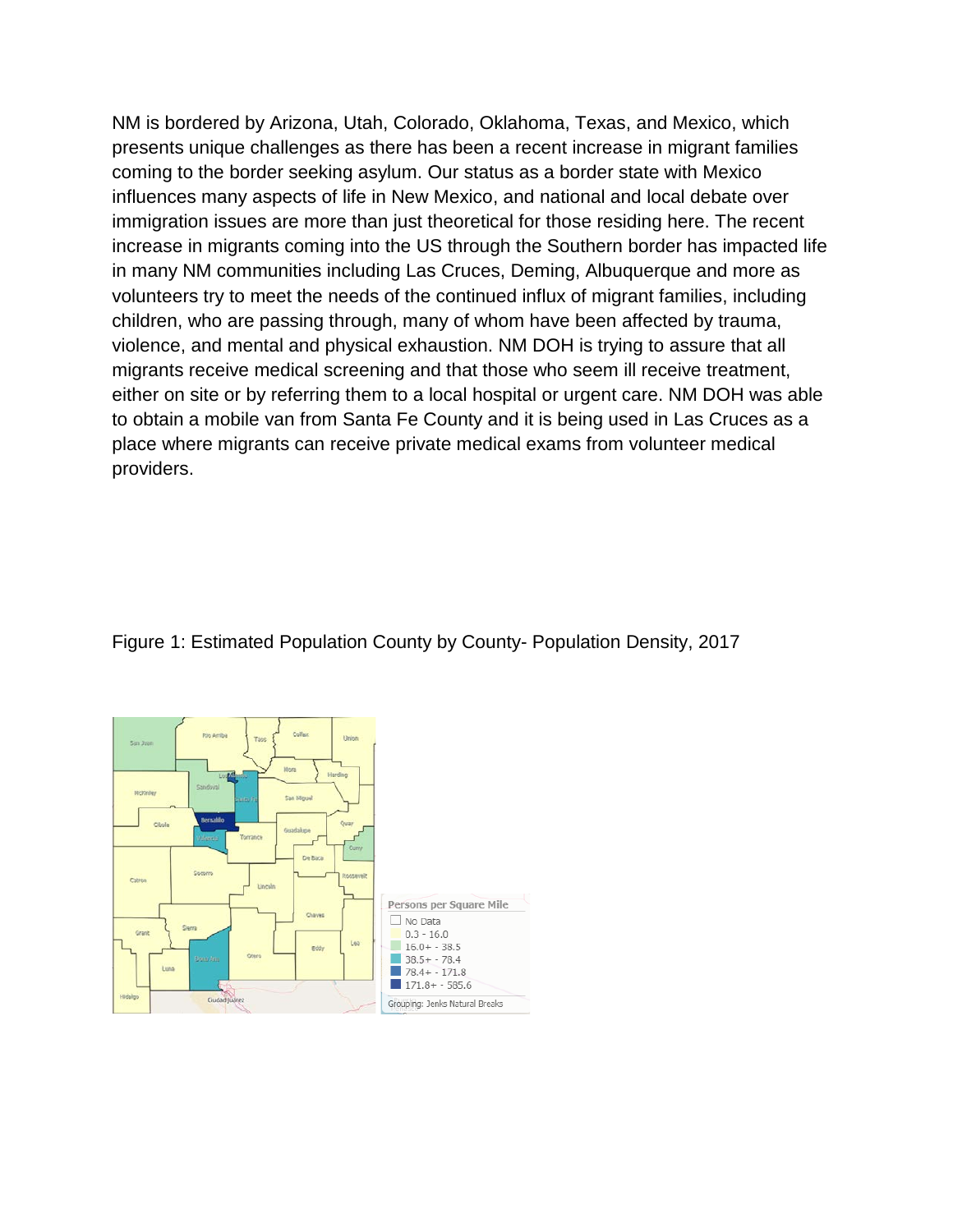NM is bordered by Arizona, Utah, Colorado, Oklahoma, Texas, and Mexico, which presents unique challenges as there has been a recent increase in migrant families coming to the border seeking asylum. Our status as a border state with Mexico influences many aspects of life in New Mexico, and national and local debate over immigration issues are more than just theoretical for those residing here. The recent increase in migrants coming into the US through the Southern border has impacted life in many NM communities including Las Cruces, Deming, Albuquerque and more as volunteers try to meet the needs of the continued influx of migrant families, including children, who are passing through, many of whom have been affected by trauma, violence, and mental and physical exhaustion. NM DOH is trying to assure that all migrants receive medical screening and that those who seem ill receive treatment, either on site or by referring them to a local hospital or urgent care. NM DOH was able to obtain a mobile van from Santa Fe County and it is being used in Las Cruces as a place where migrants can receive private medical exams from volunteer medical providers.

Figure 1: Estimated Population County by County- Population Density, 2017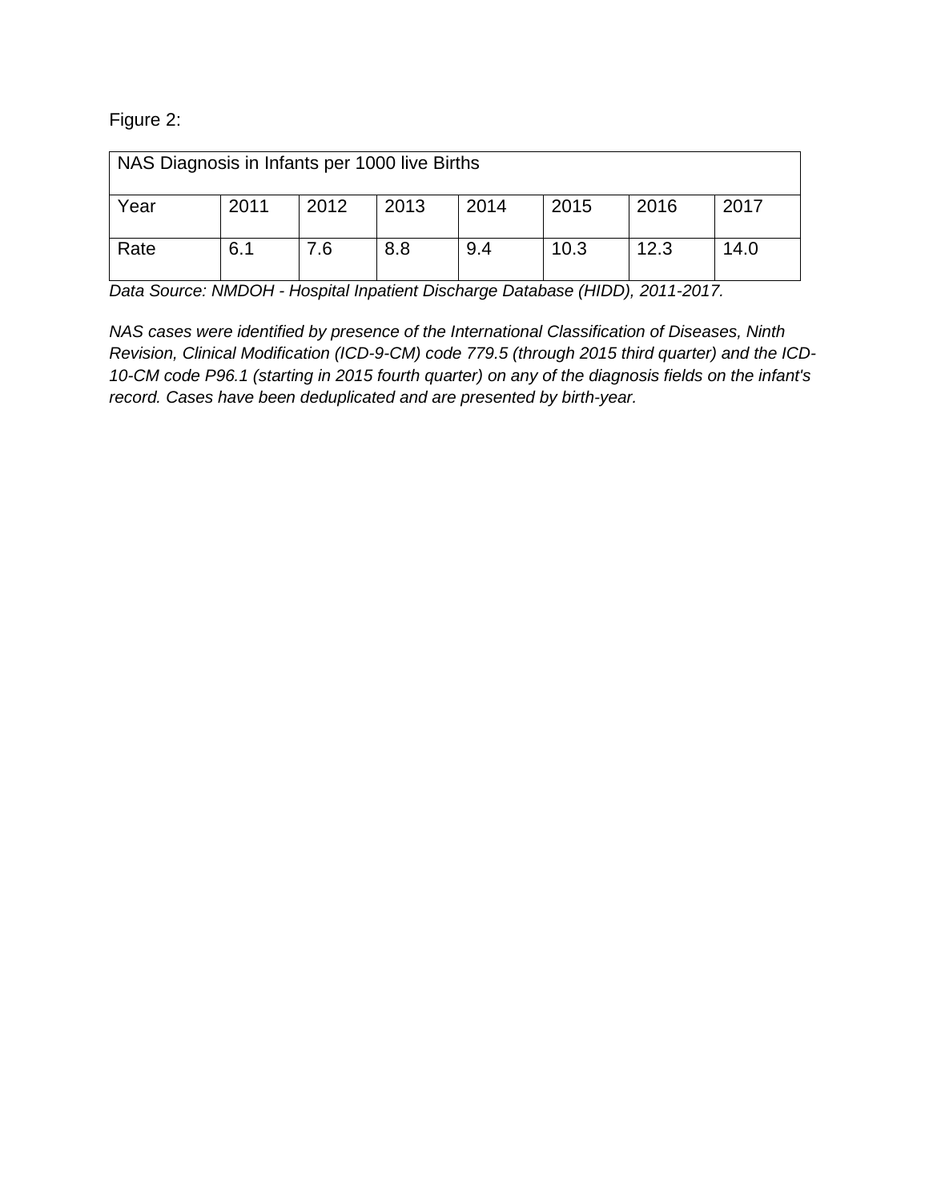Figure 2:

| NAS Diagnosis in Infants per 1000 live Births | | | | | | | |
|---|---|---|---|---|---|---|---|
| Year | 2011 | 2012 | 2013 | 2014 | 2015 | 2016 | 2017 |
| Rate | 6.1 | 7.6 | 8.8 | 9.4 | 10.3 | 12.3 | 14.0 |

*Data Source: NMDOH - Hospital Inpatient Discharge Database (HIDD), 2011-2017.*

*NAS cases were identified by presence of the International Classification of Diseases, Ninth Revision, Clinical Modification (ICD-9-CM) code 779.5 (through 2015 third quarter) and the ICD-10-CM code P96.1 (starting in 2015 fourth quarter) on any of the diagnosis fields on the infant's record. Cases have been deduplicated and are presented by birth-year.*